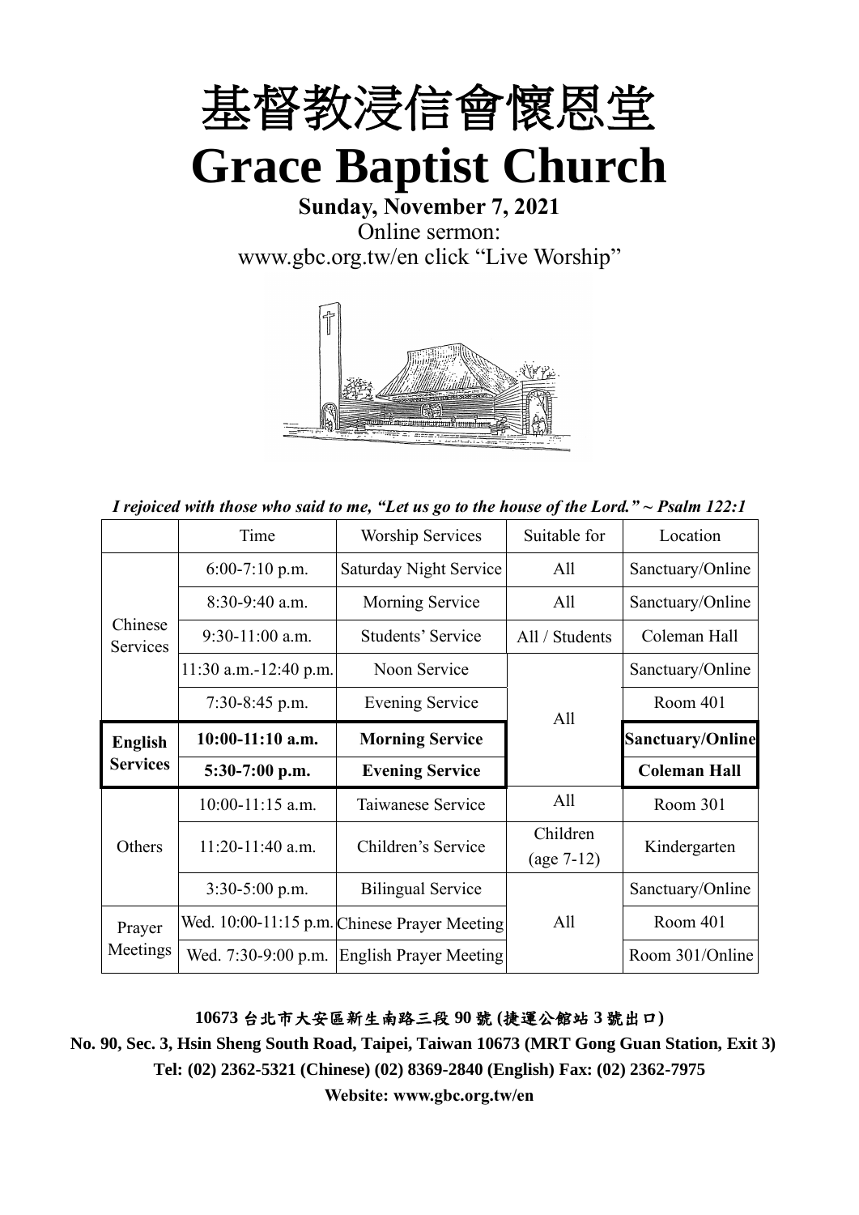# 基督教浸信會懷恩堂
# Grace Baptist Church

**Sunday, November 7, 2021**

Online sermon:
www.gbc.org.tw/en click "Live Worship"

*I rejoiced with those who said to me, "Let us go to the house of the Lord." ~ Psalm 122:1*

| | Time | Worship Services | Suitable for | Location |
|---|---|---|---|---|
| Chinese Services | 6:00-7:10 p.m. | Saturday Night Service | All | Sanctuary/Online |
| | 8:30-9:40 a.m. | Morning Service | All | Sanctuary/Online |
| | 9:30-11:00 a.m. | Students' Service | All / Students | Coleman Hall |
| | 11:30 a.m.-12:40 p.m. | Noon Service | All | Sanctuary/Online |
| | 7:30-8:45 p.m. | Evening Service | | Room 401 |
| **English Services** | **10:00-11:10 a.m.** | **Morning Service** | | **Sanctuary/Online** |
| | **5:30-7:00 p.m.** | **Evening Service** | | **Coleman Hall** |
| Others | 10:00-11:15 a.m. | Taiwanese Service | All | Room 301 |
| | 11:20-11:40 a.m. | Children's Service | Children (age 7-12) | Kindergarten |
| | 3:30-5:00 p.m. | Bilingual Service | All | Sanctuary/Online |
| Prayer Meetings | Wed. 10:00-11:15 p.m. | Chinese Prayer Meeting | | Room 401 |
| | Wed. 7:30-9:00 p.m. | English Prayer Meeting | | Room 301/Online |

**10673 台北市大安區新生南路三段 90 號 (捷運公館站 3 號出口)**

**No. 90, Sec. 3, Hsin Sheng South Road, Taipei, Taiwan 10673 (MRT Gong Guan Station, Exit 3)**

**Tel: (02) 2362-5321 (Chinese) (02) 8369-2840 (English) Fax: (02) 2362-7975**

**Website: www.gbc.org.tw/en**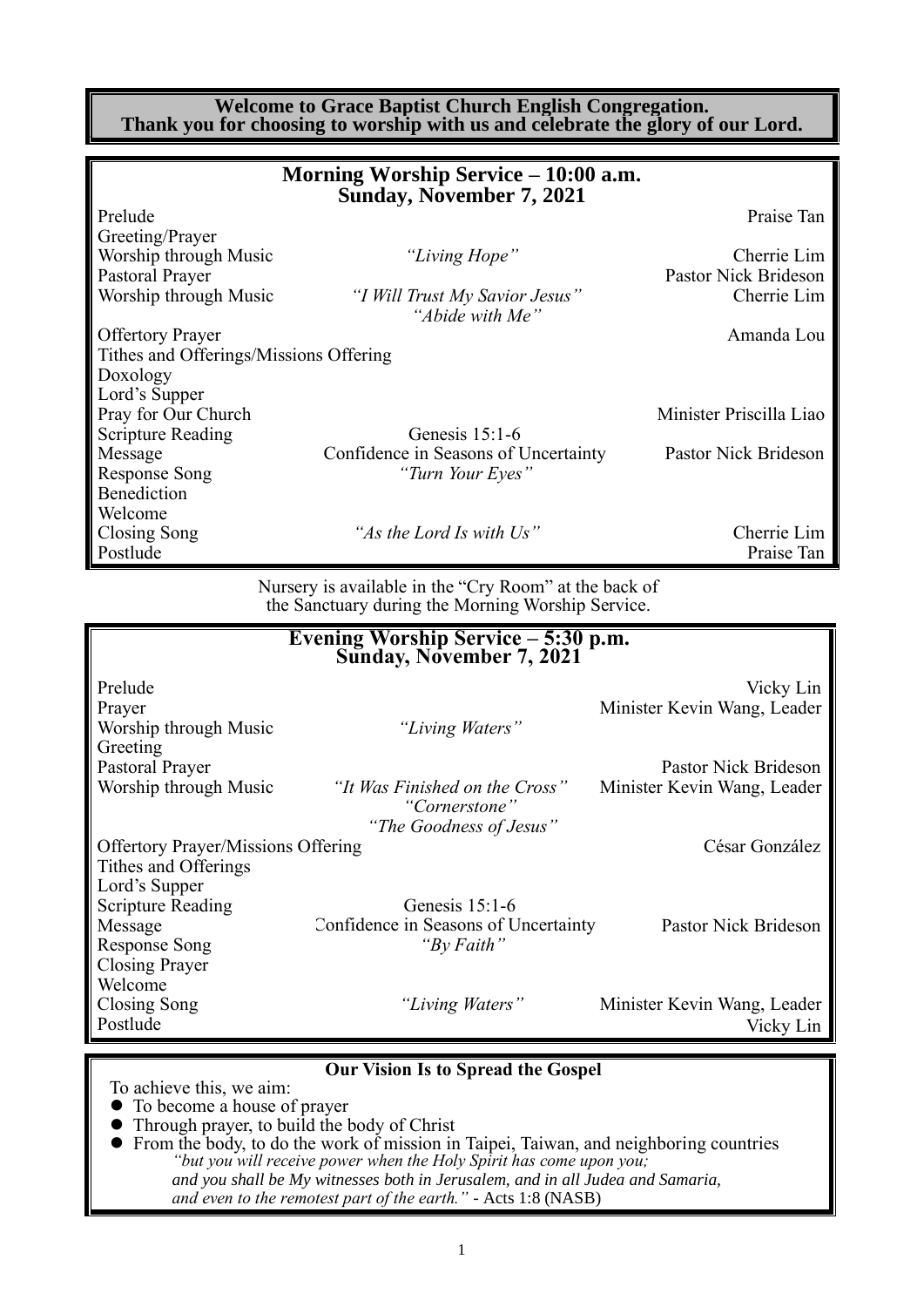**Welcome to Grace Baptist Church English Congregation.**
**Thank you for choosing to worship with us and celebrate the glory of our Lord.**

## Morning Worship Service – 10:00 a.m.
## Sunday, November 7, 2021

| | | |
|---|---|---|
| Prelude | | Praise Tan |
| Greeting/Prayer | | |
| Worship through Music | *"Living Hope"* | Cherrie Lim |
| Pastoral Prayer | | Pastor Nick Brideson |
| Worship through Music | *"I Will Trust My Savior Jesus"* *"Abide with Me"* | Cherrie Lim |
| Offertory Prayer | | Amanda Lou |
| Tithes and Offerings/Missions Offering | | |
| Doxology | | |
| Lord's Supper | | |
| Pray for Our Church | | Minister Priscilla Liao |
| Scripture Reading | Genesis 15:1-6 | |
| Message | Confidence in Seasons of Uncertainty | Pastor Nick Brideson |
| Response Song | *"Turn Your Eyes"* | |
| Benediction | | |
| Welcome | | |
| Closing Song | *"As the Lord Is with Us"* | Cherrie Lim |
| Postlude | | Praise Tan |

Nursery is available in the "Cry Room" at the back of the Sanctuary during the Morning Worship Service.

## Evening Worship Service – 5:30 p.m.
## Sunday, November 7, 2021

| | | |
|---|---|---|
| Prelude | | Vicky Lin |
| Prayer | | Minister Kevin Wang, Leader |
| Worship through Music | *"Living Waters"* | |
| Greeting | | |
| Pastoral Prayer | | Pastor Nick Brideson |
| Worship through Music | *"It Was Finished on the Cross"* *"Cornerstone"* *"The Goodness of Jesus"* | Minister Kevin Wang, Leader |
| Offertory Prayer/Missions Offering | | César González |
| Tithes and Offerings | | |
| Lord's Supper | | |
| Scripture Reading | Genesis 15:1-6 | |
| Message | Confidence in Seasons of Uncertainty | Pastor Nick Brideson |
| Response Song | *"By Faith"* | |
| Closing Prayer | | |
| Welcome | | |
| Closing Song | *"Living Waters"* | Minister Kevin Wang, Leader |
| Postlude | | Vicky Lin |

### Our Vision Is to Spread the Gospel

To achieve this, we aim:

- To become a house of prayer
- Through prayer, to build the body of Christ
- From the body, to do the work of mission in Taipei, Taiwan, and neighboring countries

*"but you will receive power when the Holy Spirit has come upon you; and you shall be My witnesses both in Jerusalem, and in all Judea and Samaria, and even to the remotest part of the earth."* - Acts 1:8 (NASB)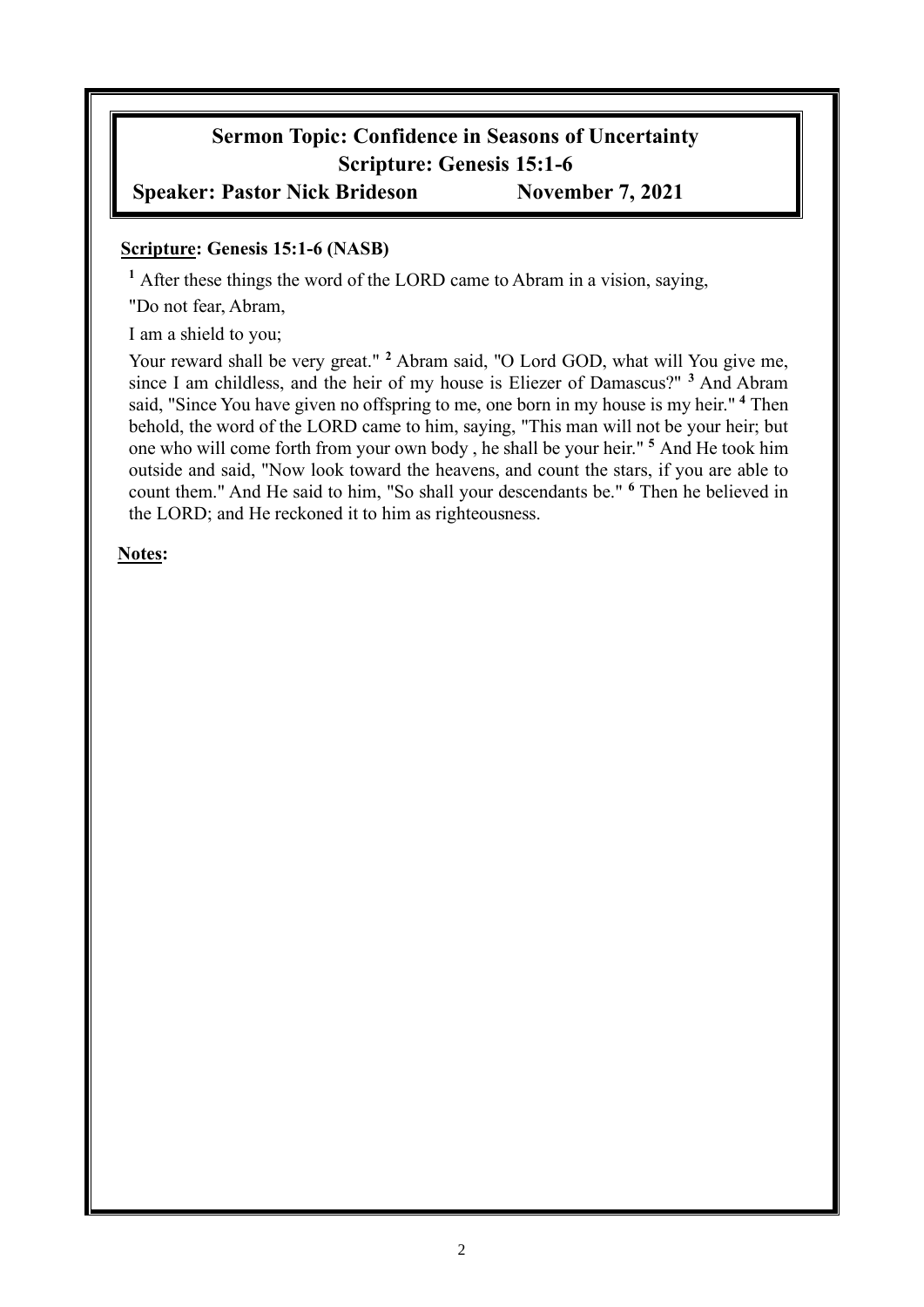## Sermon Topic: Confidence in Seasons of Uncertainty
## Scripture: Genesis 15:1-6
**Speaker: Pastor Nick Brideson November 7, 2021**

**Scripture: Genesis 15:1-6 (NASB)**

[1] After these things the word of the LORD came to Abram in a vision, saying,

"Do not fear, Abram,

I am a shield to you;

Your reward shall be very great." [2] Abram said, "O Lord GOD, what will You give me, since I am childless, and the heir of my house is Eliezer of Damascus?" [3] And Abram said, "Since You have given no offspring to me, one born in my house is my heir." [4] Then behold, the word of the LORD came to him, saying, "This man will not be your heir; but one who will come forth from your own body , he shall be your heir." [5] And He took him outside and said, "Now look toward the heavens, and count the stars, if you are able to count them." And He said to him, "So shall your descendants be." [6] Then he believed in the LORD; and He reckoned it to him as righteousness.

**Notes:**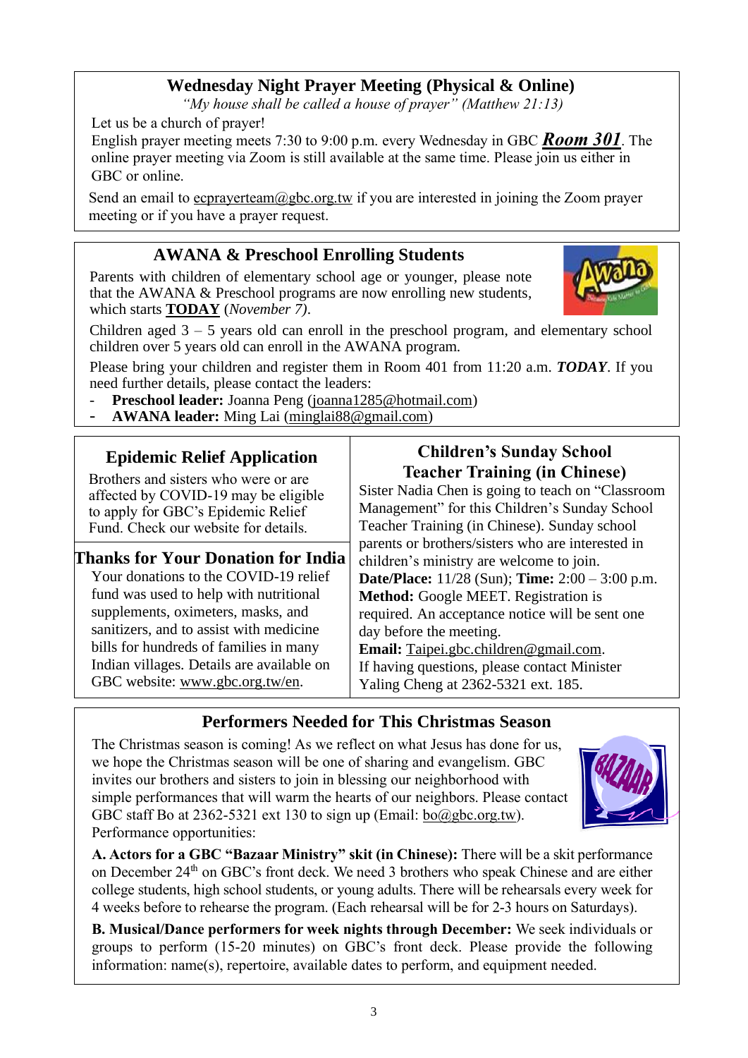## Wednesday Night Prayer Meeting (Physical & Online)

*"My house shall be called a house of prayer" (Matthew 21:13)*

Let us be a church of prayer!

English prayer meeting meets 7:30 to 9:00 p.m. every Wednesday in GBC ***Room 301***. The online prayer meeting via Zoom is still available at the same time. Please join us either in GBC or online.

Send an email to ecprayerteam@gbc.org.tw if you are interested in joining the Zoom prayer meeting or if you have a prayer request.

## AWANA & Preschool Enrolling Students

Parents with children of elementary school age or younger, please note that the AWANA & Preschool programs are now enrolling new students, which starts **TODAY** (*November 7)*.

Children aged 3 – 5 years old can enroll in the preschool program, and elementary school children over 5 years old can enroll in the AWANA program.

Please bring your children and register them in Room 401 from 11:20 a.m. ***TODAY***. If you need further details, please contact the leaders:

- **Preschool leader:** Joanna Peng (joanna1285@hotmail.com)
- **AWANA leader:** Ming Lai (minglai88@gmail.com)

## Epidemic Relief Application

Brothers and sisters who were or are affected by COVID-19 may be eligible to apply for GBC's Epidemic Relief Fund. Check our website for details.

## Thanks for Your Donation for India

Your donations to the COVID-19 relief fund was used to help with nutritional supplements, oximeters, masks, and sanitizers, and to assist with medicine bills for hundreds of families in many Indian villages. Details are available on GBC website: www.gbc.org.tw/en.

## Children's Sunday School Teacher Training (in Chinese)

Sister Nadia Chen is going to teach on "Classroom Management" for this Children's Sunday School Teacher Training (in Chinese). Sunday school parents or brothers/sisters who are interested in children's ministry are welcome to join.

**Date/Place:** 11/28 (Sun); **Time:** 2:00 – 3:00 p.m.

**Method:** Google MEET. Registration is required. An acceptance notice will be sent one day before the meeting.

**Email:** Taipei.gbc.children@gmail.com.

If having questions, please contact Minister Yaling Cheng at 2362-5321 ext. 185.

## Performers Needed for This Christmas Season

The Christmas season is coming! As we reflect on what Jesus has done for us, we hope the Christmas season will be one of sharing and evangelism. GBC invites our brothers and sisters to join in blessing our neighborhood with simple performances that will warm the hearts of our neighbors. Please contact GBC staff Bo at 2362-5321 ext 130 to sign up (Email: bo@gbc.org.tw). Performance opportunities:

**A. Actors for a GBC "Bazaar Ministry" skit (in Chinese):** There will be a skit performance on December 24th on GBC's front deck. We need 3 brothers who speak Chinese and are either college students, high school students, or young adults. There will be rehearsals every week for 4 weeks before to rehearse the program. (Each rehearsal will be for 2-3 hours on Saturdays).

**B. Musical/Dance performers for week nights through December:** We seek individuals or groups to perform (15-20 minutes) on GBC's front deck. Please provide the following information: name(s), repertoire, available dates to perform, and equipment needed.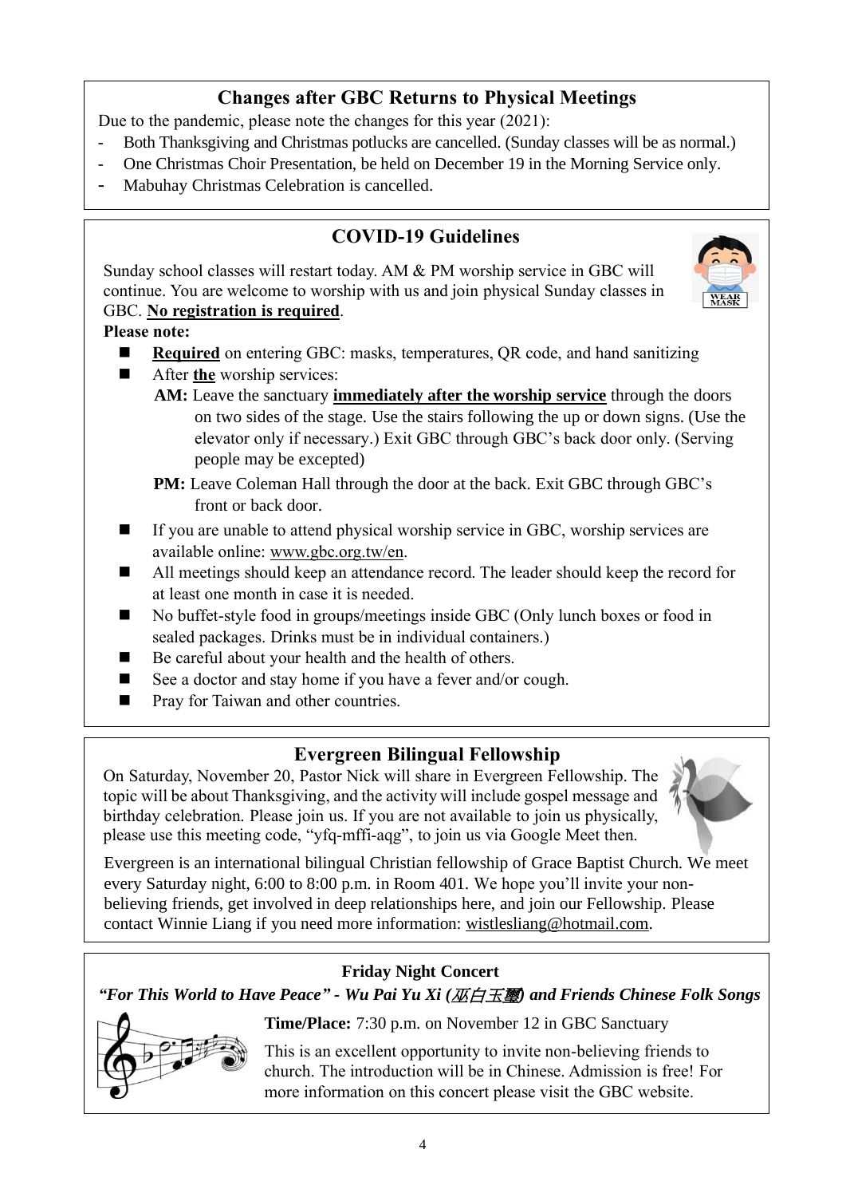## Changes after GBC Returns to Physical Meetings

Due to the pandemic, please note the changes for this year (2021):

- Both Thanksgiving and Christmas potlucks are cancelled. (Sunday classes will be as normal.)
- One Christmas Choir Presentation, be held on December 19 in the Morning Service only.
- Mabuhay Christmas Celebration is cancelled.

## COVID-19 Guidelines

Sunday school classes will restart today. AM & PM worship service in GBC will continue. You are welcome to worship with us and join physical Sunday classes in GBC. **No registration is required**.

**Please note:**

- **Required** on entering GBC: masks, temperatures, QR code, and hand sanitizing
- After **the** worship services:
  - **AM:** Leave the sanctuary **immediately after the worship service** through the doors on two sides of the stage. Use the stairs following the up or down signs. (Use the elevator only if necessary.) Exit GBC through GBC's back door only. (Serving people may be excepted)
  - **PM:** Leave Coleman Hall through the door at the back. Exit GBC through GBC's front or back door.
- If you are unable to attend physical worship service in GBC, worship services are available online: www.gbc.org.tw/en.
- All meetings should keep an attendance record. The leader should keep the record for at least one month in case it is needed.
- No buffet-style food in groups/meetings inside GBC (Only lunch boxes or food in sealed packages. Drinks must be in individual containers.)
- Be careful about your health and the health of others.
- See a doctor and stay home if you have a fever and/or cough.
- Pray for Taiwan and other countries.

## Evergreen Bilingual Fellowship

On Saturday, November 20, Pastor Nick will share in Evergreen Fellowship. The topic will be about Thanksgiving, and the activity will include gospel message and birthday celebration. Please join us. If you are not available to join us physically, please use this meeting code, "yfq-mffi-aqg", to join us via Google Meet then.

Evergreen is an international bilingual Christian fellowship of Grace Baptist Church. We meet every Saturday night, 6:00 to 8:00 p.m. in Room 401. We hope you'll invite your non-believing friends, get involved in deep relationships here, and join our Fellowship. Please contact Winnie Liang if you need more information: wistlesliang@hotmail.com.

### Friday Night Concert

***"For This World to Have Peace" - Wu Pai Yu Xi (巫白玉璽) and Friends Chinese Folk Songs***

**Time/Place:** 7:30 p.m. on November 12 in GBC Sanctuary

This is an excellent opportunity to invite non-believing friends to church. The introduction will be in Chinese. Admission is free! For more information on this concert please visit the GBC website.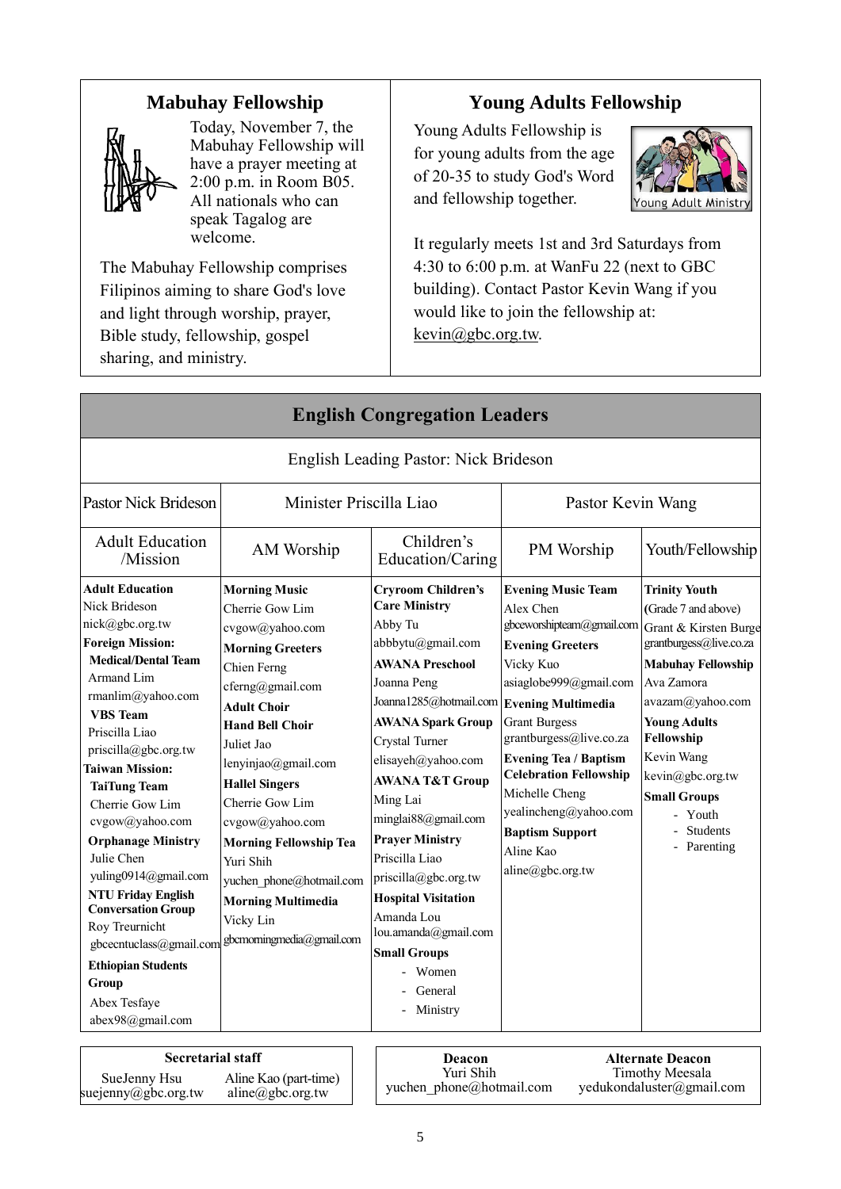## Mabuhay Fellowship

Today, November 7, the Mabuhay Fellowship will have a prayer meeting at 2:00 p.m. in Room B05. All nationals who can speak Tagalog are welcome.

The Mabuhay Fellowship comprises Filipinos aiming to share God's love and light through worship, prayer, Bible study, fellowship, gospel sharing, and ministry.

## Young Adults Fellowship

Young Adults Fellowship is for young adults from the age of 20-35 to study God's Word and fellowship together.

It regularly meets 1st and 3rd Saturdays from 4:30 to 6:00 p.m. at WanFu 22 (next to GBC building). Contact Pastor Kevin Wang if you would like to join the fellowship at: kevin@gbc.org.tw.

## English Congregation Leaders

English Leading Pastor: Nick Brideson

| Pastor Nick Brideson | Minister Priscilla Liao | | Pastor Kevin Wang | |
|---|---|---|---|---|
| Adult Education /Mission | AM Worship | Children's Education/Caring | PM Worship | Youth/Fellowship |
| **Adult Education**<br>Nick Brideson<br>nick@gbc.org.tw<br>**Foreign Mission:**<br>**Medical/Dental Team**<br>Armand Lim<br>rmanlim@yahoo.com<br>**VBS Team**<br>Priscilla Liao<br>priscilla@gbc.org.tw<br>**Taiwan Mission:**<br>**TaiTung Team**<br>Cherrie Gow Lim<br>cvgow@yahoo.com<br>**Orphanage Ministry**<br>Julie Chen<br>yuling0914@gmail.com<br>**NTU Friday English Conversation Group**<br>Roy Treurnicht<br>gbcecntuclass@gmail.com<br>**Ethiopian Students Group**<br>Abex Tesfaye<br>abex98@gmail.com | **Morning Music**<br>Cherrie Gow Lim<br>cvgow@yahoo.com<br>**Morning Greeters**<br>Chien Ferng<br>cferng@gmail.com<br>**Adult Choir**<br>**Hand Bell Choir**<br>Juliet Jao<br>lenyinjao@gmail.com<br>**Hallel Singers**<br>Cherrie Gow Lim<br>cvgow@yahoo.com<br>**Morning Fellowship Tea**<br>Yuri Shih<br>yuchen_phone@hotmail.com<br>**Morning Multimedia**<br>Vicky Lin<br>gbcmorningmedia@gmail.com | **Cryroom Children's Care Ministry**<br>Abby Tu<br>abbbytu@gmail.com<br>**AWANA Preschool**<br>Joanna Peng<br>Joanna1285@hotmail.com<br>**AWANA Spark Group**<br>Crystal Turner<br>elisayeh@yahoo.com<br>**AWANA T&T Group**<br>Ming Lai<br>minglai88@gmail.com<br>**Prayer Ministry**<br>Priscilla Liao<br>priscilla@gbc.org.tw<br>**Hospital Visitation**<br>Amanda Lou<br>lou.amanda@gmail.com<br>**Small Groups**<br>- Women<br>- General<br>- Ministry | **Evening Music Team**<br>Alex Chen<br>gbceworshipteam@gmail.com<br>**Evening Greeters**<br>Vicky Kuo<br>asiaglobe999@gmail.com<br>**Evening Multimedia**<br>Grant Burgess<br>grantburgess@live.co.za<br>**Evening Tea / Baptism Celebration Fellowship**<br>Michelle Cheng<br>yealincheng@yahoo.com<br>**Baptism Support**<br>Aline Kao<br>aline@gbc.org.tw | **Trinity Youth**<br>(Grade 7 and above)<br>Grant & Kirsten Burge<br>grantburgess@live.co.za<br>**Mabuhay Fellowship**<br>Ava Zamora<br>avazam@yahoo.com<br>**Young Adults Fellowship**<br>Kevin Wang<br>kevin@gbc.org.tw<br>**Small Groups**<br>- Youth<br>- Students<br>- Parenting |

| Secretarial staff | |
|---|---|
| SueJenny Hsu<br>suejenny@gbc.org.tw | Aline Kao (part-time)<br>aline@gbc.org.tw |

| Deacon | Alternate Deacon |
|---|---|
| Yuri Shih<br>yuchen_phone@hotmail.com | Timothy Meesala<br>yedukondaluster@gmail.com |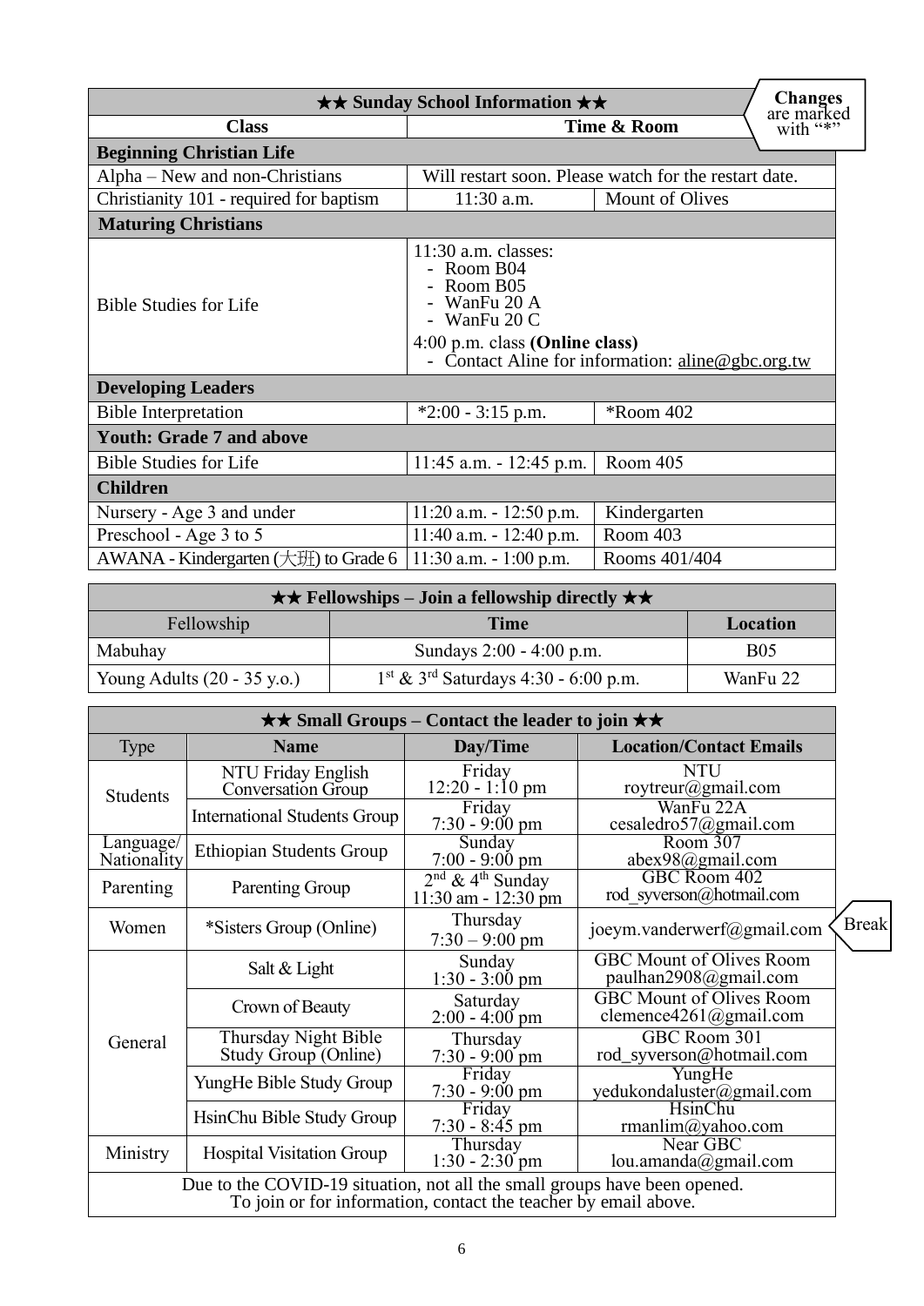**Changes** are marked with "*"

| ★★ Sunday School Information ★★ | | |
|---|---|---|
| **Class** | **Time & Room** | |
| **Beginning Christian Life** | | |
| Alpha – New and non-Christians | Will restart soon. Please watch for the restart date. | |
| Christianity 101 - required for baptism | 11:30 a.m. | Mount of Olives |
| **Maturing Christians** | | |
| Bible Studies for Life | 11:30 a.m. classes: - Room B04 - Room B05 - WanFu 20 A - WanFu 20 C <br> 4:00 p.m. class **(Online class)** - Contact Aline for information: aline@gbc.org.tw | |
| **Developing Leaders** | | |
| Bible Interpretation | *2:00 - 3:15 p.m. | *Room 402 |
| **Youth: Grade 7 and above** | | |
| Bible Studies for Life | 11:45 a.m. - 12:45 p.m. | Room 405 |
| **Children** | | |
| Nursery - Age 3 and under | 11:20 a.m. - 12:50 p.m. | Kindergarten |
| Preschool - Age 3 to 5 | 11:40 a.m. - 12:40 p.m. | Room 403 |
| AWANA - Kindergarten (大班) to Grade 6 | 11:30 a.m. - 1:00 p.m. | Rooms 401/404 |

| ★★ Fellowships – Join a fellowship directly ★★ | | |
|---|---|---|
| Fellowship | **Time** | **Location** |
| Mabuhay | Sundays 2:00 - 4:00 p.m. | B05 |
| Young Adults (20 - 35 y.o.) | 1st & 3rd Saturdays 4:30 - 6:00 p.m. | WanFu 22 |

| ★★ Small Groups – Contact the leader to join ★★ | | | |
|---|---|---|---|
| Type | **Name** | **Day/Time** | **Location/Contact Emails** |
| Students | NTU Friday English Conversation Group | Friday 12:20 - 1:10 pm | NTU roytreur@gmail.com |
| | International Students Group | Friday 7:30 - 9:00 pm | WanFu 22A cesaledro57@gmail.com |
| Language/ Nationality | Ethiopian Students Group | Sunday 7:00 - 9:00 pm | Room 307 abex98@gmail.com |
| Parenting | Parenting Group | 2nd & 4th Sunday 11:30 am - 12:30 pm | GBC Room 402 rod_syverson@hotmail.com |
| Women | *Sisters Group (Online) | Thursday 7:30 – 9:00 pm | joeym.vanderwerf@gmail.com (Break) |
| General | Salt & Light | Sunday 1:30 - 3:00 pm | GBC Mount of Olives Room paulhan2908@gmail.com |
| | Crown of Beauty | Saturday 2:00 - 4:00 pm | GBC Mount of Olives Room clemence4261@gmail.com |
| | Thursday Night Bible Study Group (Online) | Thursday 7:30 - 9:00 pm | GBC Room 301 rod_syverson@hotmail.com |
| | YungHe Bible Study Group | Friday 7:30 - 9:00 pm | YungHe yedukondaluster@gmail.com |
| | HsinChu Bible Study Group | Friday 7:30 - 8:45 pm | HsinChu rmanlim@yahoo.com |
| Ministry | Hospital Visitation Group | Thursday 1:30 - 2:30 pm | Near GBC lou.amanda@gmail.com |
| Due to the COVID-19 situation, not all the small groups have been opened. To join or for information, contact the teacher by email above. | | | |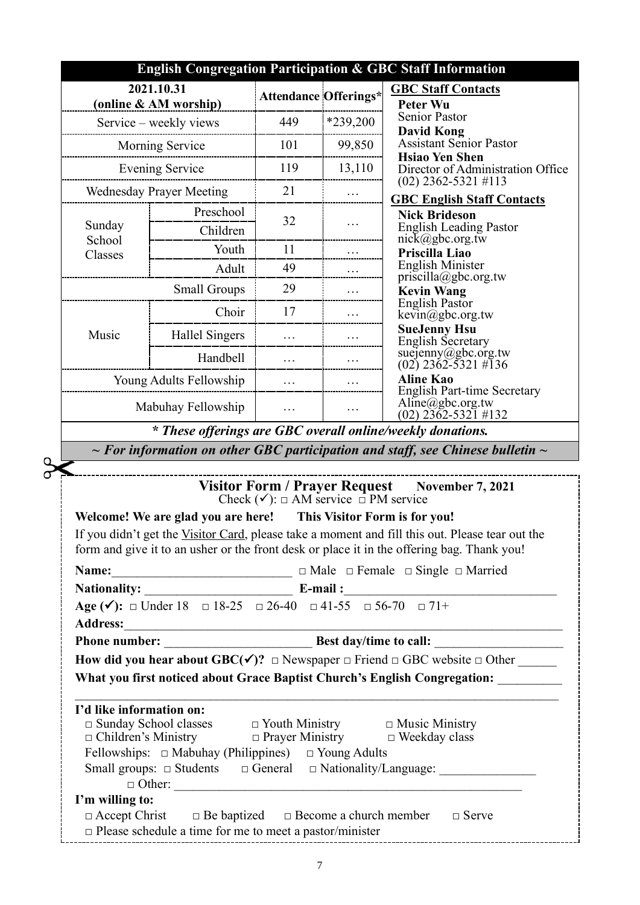## English Congregation Participation & GBC Staff Information

| 2021.10.31 (online & AM worship) | | Attendance | Offerings* |
|---|---|---|---|
| Service – weekly views | | 449 | *239,200 |
| Morning Service | | 101 | 99,850 |
| Evening Service | | 119 | 13,110 |
| Wednesday Prayer Meeting | | 21 | … |
| Sunday School Classes | Preschool | 32 | … |
| | Children | | |
| | Youth | 11 | … |
| | Adult | 49 | … |
| Small Groups | | 29 | … |
| Music | Choir | 17 | … |
| | Hallel Singers | … | … |
| | Handbell | … | … |
| Young Adults Fellowship | | … | … |
| Mabuhay Fellowship | | … | … |

***These offerings are GBC overall online/weekly donations.***

**GBC Staff Contacts**

**Peter Wu**
Senior Pastor

**David Kong**
Assistant Senior Pastor

**Hsiao Yen Shen**
Director of Administration Office
(02) 2362-5321 #113

**GBC English Staff Contacts**

**Nick Brideson**
English Leading Pastor
nick@gbc.org.tw

**Priscilla Liao**
English Minister
priscilla@gbc.org.tw

**Kevin Wang**
English Pastor
kevin@gbc.org.tw

**SueJenny Hsu**
English Secretary
suejenny@gbc.org.tw
(02) 2362-5321 #136

**Aline Kao**
English Part-time Secretary
Aline@gbc.org.tw
(02) 2362-5321 #132

***~ For information on other GBC participation and staff, see Chinese bulletin ~***

---

### Visitor Form / Prayer Request — November 7, 2021

Check (✓): □ AM service □ PM service

**Welcome! We are glad you are here! This Visitor Form is for you!**

If you didn't get the Visitor Card, please take a moment and fill this out. Please tear out the form and give it to an usher or the front desk or place it in the offering bag. Thank you!

**Name:**____________________________ □ Male □ Female □ Single □ Married

**Nationality:** _______________________ **E-mail :**________________________________

**Age (✓):** □ Under 18 □ 18-25 □ 26-40 □ 41-55 □ 56-70 □ 71+

**Address:**_____________________________________________________________________

**Phone number:** ______________________ **Best day/time to call:** ___________________

**How did you hear about GBC(✓)?** □ Newspaper □ Friend □ GBC website □ Other ______

**What you first noticed about Grace Baptist Church's English Congregation:** __________

_____________________________________________________________________________

**I'd like information on:**

□ Sunday School classes □ Youth Ministry □ Music Ministry
□ Children's Ministry □ Prayer Ministry □ Weekday class
Fellowships: □ Mabuhay (Philippines) □ Young Adults
Small groups: □ Students □ General □ Nationality/Language: _______________
□ Other: _______________________________________________________

**I'm willing to:**

□ Accept Christ □ Be baptized □ Become a church member □ Serve
□ Please schedule a time for me to meet a pastor/minister